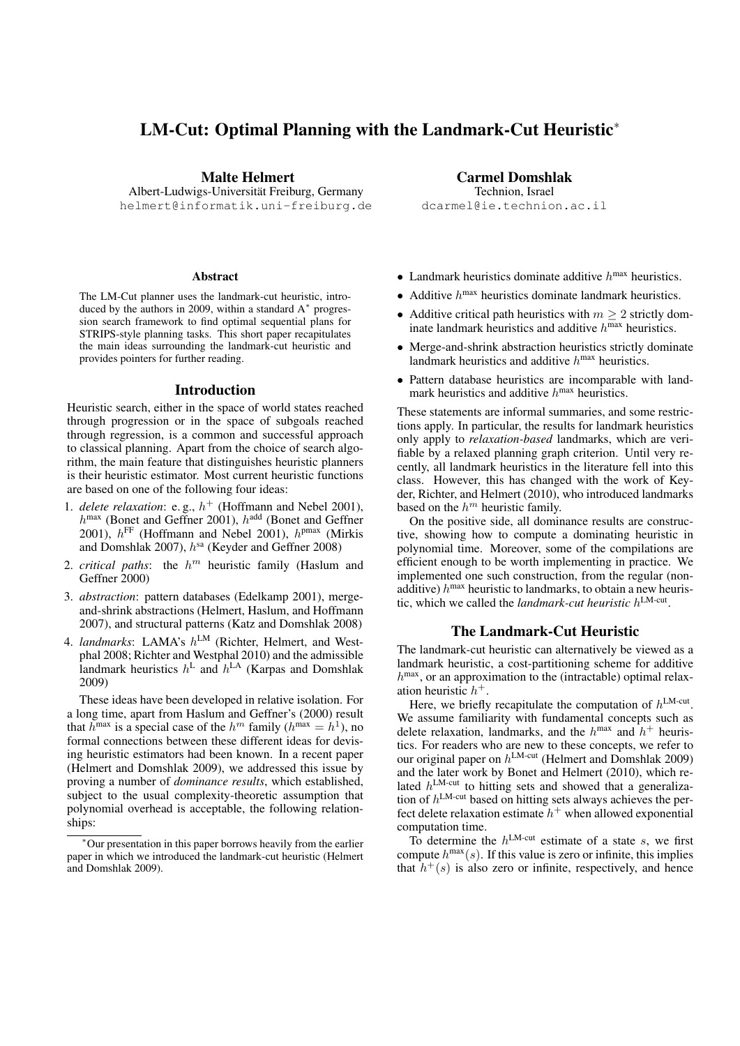# LM-Cut: Optimal Planning with the Landmark-Cut Heuristic*

**Malte Helmert**
Albert-Ludwigs-Universität Freiburg, Germany
helmert@informatik.uni-freiburg.de

**Carmel Domshlak**
Technion, Israel
dcarmel@ie.technion.ac.il

### Abstract

The LM-Cut planner uses the landmark-cut heuristic, introduced by the authors in 2009, within a standard A* progression search framework to find optimal sequential plans for STRIPS-style planning tasks. This short paper recapitulates the main ideas surrounding the landmark-cut heuristic and provides pointers for further reading.

## Introduction

Heuristic search, either in the space of world states reached through progression or in the space of subgoals reached through regression, is a common and successful approach to classical planning. Apart from the choice of search algorithm, the main feature that distinguishes heuristic planners is their heuristic estimator. Most current heuristic functions are based on one of the following four ideas:

1. *delete relaxation*: e. g., $h^+$ (Hoffmann and Nebel 2001), $h^{\max}$ (Bonet and Geffner 2001), $h^{\text{add}}$ (Bonet and Geffner 2001), $h^{\text{FF}}$ (Hoffmann and Nebel 2001), $h^{\text{pmax}}$ (Mirkis and Domshlak 2007), $h^{\text{sa}}$ (Keyder and Geffner 2008)
2. *critical paths*: the $h^m$ heuristic family (Haslum and Geffner 2000)
3. *abstraction*: pattern databases (Edelkamp 2001), merge-and-shrink abstractions (Helmert, Haslum, and Hoffmann 2007), and structural patterns (Katz and Domshlak 2008)
4. *landmarks*: LAMA's $h^{\text{LM}}$ (Richter, Helmert, and Westphal 2008; Richter and Westphal 2010) and the admissible landmark heuristics $h^{\text{L}}$ and $h^{\text{LA}}$ (Karpas and Domshlak 2009)

These ideas have been developed in relative isolation. For a long time, apart from Haslum and Geffner's (2000) result that $h^{\max}$ is a special case of the $h^m$ family ($h^{\max} = h^1$), no formal connections between these different ideas for devising heuristic estimators had been known. In a recent paper (Helmert and Domshlak 2009), we addressed this issue by proving a number of *dominance results*, which established, subject to the usual complexity-theoretic assumption that polynomial overhead is acceptable, the following relationships:

- Landmark heuristics dominate additive $h^{\max}$ heuristics.
- Additive $h^{\max}$ heuristics dominate landmark heuristics.
- Additive critical path heuristics with $m \geq 2$ strictly dominate landmark heuristics and additive $h^{\max}$ heuristics.
- Merge-and-shrink abstraction heuristics strictly dominate landmark heuristics and additive $h^{\max}$ heuristics.
- Pattern database heuristics are incomparable with landmark heuristics and additive $h^{\max}$ heuristics.

These statements are informal summaries, and some restrictions apply. In particular, the results for landmark heuristics only apply to *relaxation-based* landmarks, which are verifiable by a relaxed planning graph criterion. Until very recently, all landmark heuristics in the literature fell into this class. However, this has changed with the work of Keyder, Richter, and Helmert (2010), who introduced landmarks based on the $h^m$ heuristic family.

On the positive side, all dominance results are constructive, showing how to compute a dominating heuristic in polynomial time. Moreover, some of the compilations are efficient enough to be worth implementing in practice. We implemented one such construction, from the regular (non-additive) $h^{\max}$ heuristic to landmarks, to obtain a new heuristic, which we called the *landmark-cut heuristic* $h^{\text{LM-cut}}$.

## The Landmark-Cut Heuristic

The landmark-cut heuristic can alternatively be viewed as a landmark heuristic, a cost-partitioning scheme for additive $h^{\max}$, or an approximation to the (intractable) optimal relaxation heuristic $h^+$.

Here, we briefly recapitulate the computation of $h^{\text{LM-cut}}$. We assume familiarity with fundamental concepts such as delete relaxation, landmarks, and the $h^{\max}$ and $h^+$ heuristics. For readers who are new to these concepts, we refer to our original paper on $h^{\text{LM-cut}}$ (Helmert and Domshlak 2009) and the later work by Bonet and Helmert (2010), which related $h^{\text{LM-cut}}$ to hitting sets and showed that a generalization of $h^{\text{LM-cut}}$ based on hitting sets always achieves the perfect delete relaxation estimate $h^+$ when allowed exponential computation time.

To determine the $h^{\text{LM-cut}}$ estimate of a state $s$, we first compute $h^{\max}(s)$. If this value is zero or infinite, this implies that $h^+(s)$ is also zero or infinite, respectively, and hence

*Our presentation in this paper borrows heavily from the earlier paper in which we introduced the landmark-cut heuristic (Helmert and Domshlak 2009).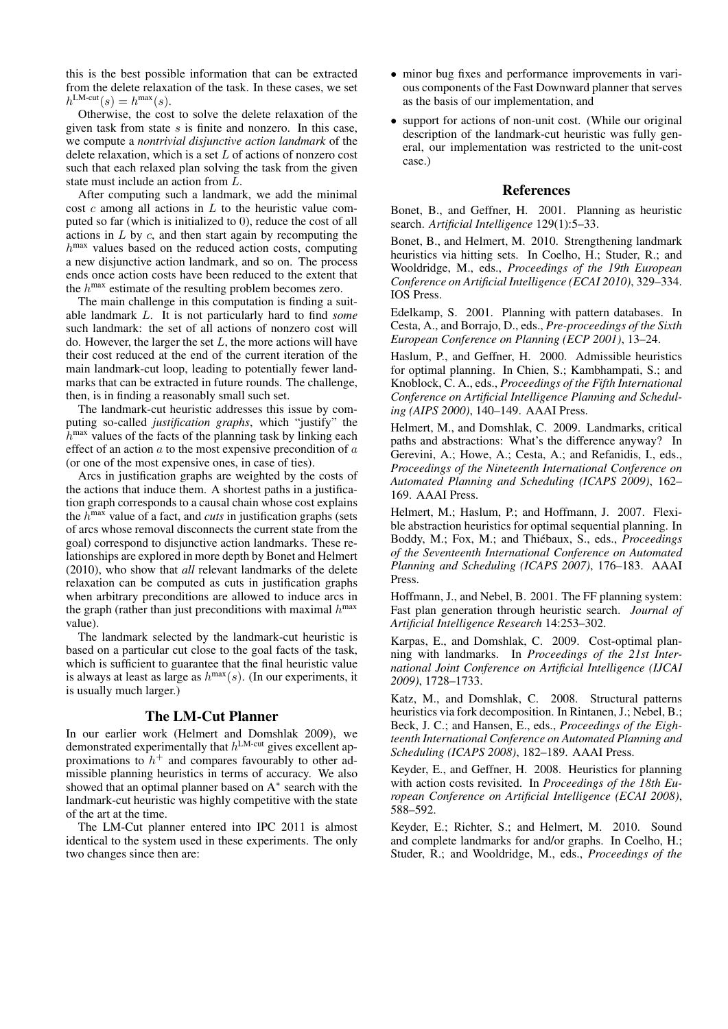this is the best possible information that can be extracted from the delete relaxation of the task. In these cases, we set $h^{\text{LM-cut}}(s) = h^{\max}(s)$.

Otherwise, the cost to solve the delete relaxation of the given task from state $s$ is finite and nonzero. In this case, we compute a *nontrivial disjunctive action landmark* of the delete relaxation, which is a set $L$ of actions of nonzero cost such that each relaxed plan solving the task from the given state must include an action from $L$.

After computing such a landmark, we add the minimal cost $c$ among all actions in $L$ to the heuristic value computed so far (which is initialized to 0), reduce the cost of all actions in $L$ by $c$, and then start again by recomputing the $h^{\max}$ values based on the reduced action costs, computing a new disjunctive action landmark, and so on. The process ends once action costs have been reduced to the extent that the $h^{\max}$ estimate of the resulting problem becomes zero.

The main challenge in this computation is finding a suitable landmark $L$. It is not particularly hard to find *some* such landmark: the set of all actions of nonzero cost will do. However, the larger the set $L$, the more actions will have their cost reduced at the end of the current iteration of the main landmark-cut loop, leading to potentially fewer landmarks that can be extracted in future rounds. The challenge, then, is in finding a reasonably small such set.

The landmark-cut heuristic addresses this issue by computing so-called *justification graphs*, which "justify" the $h^{\max}$ values of the facts of the planning task by linking each effect of an action $a$ to the most expensive precondition of $a$ (or one of the most expensive ones, in case of ties).

Arcs in justification graphs are weighted by the costs of the actions that induce them. A shortest paths in a justification graph corresponds to a causal chain whose cost explains the $h^{\max}$ value of a fact, and *cuts* in justification graphs (sets of arcs whose removal disconnects the current state from the goal) correspond to disjunctive action landmarks. These relationships are explored in more depth by Bonet and Helmert (2010), who show that *all* relevant landmarks of the delete relaxation can be computed as cuts in justification graphs when arbitrary preconditions are allowed to induce arcs in the graph (rather than just preconditions with maximal $h^{\max}$ value).

The landmark selected by the landmark-cut heuristic is based on a particular cut close to the goal facts of the task, which is sufficient to guarantee that the final heuristic value is always at least as large as $h^{\max}(s)$. (In our experiments, it is usually much larger.)

## The LM-Cut Planner

In our earlier work (Helmert and Domshlak 2009), we demonstrated experimentally that $h^{\text{LM-cut}}$ gives excellent approximations to $h^{+}$ and compares favourably to other admissible planning heuristics in terms of accuracy. We also showed that an optimal planner based on A$^{*}$ search with the landmark-cut heuristic was highly competitive with the state of the art at the time.

The LM-Cut planner entered into IPC 2011 is almost identical to the system used in these experiments. The only two changes since then are:

- minor bug fixes and performance improvements in various components of the Fast Downward planner that serves as the basis of our implementation, and
- support for actions of non-unit cost. (While our original description of the landmark-cut heuristic was fully general, our implementation was restricted to the unit-cost case.)

## References

Bonet, B., and Geffner, H. 2001. Planning as heuristic search. *Artificial Intelligence* 129(1):5–33.

Bonet, B., and Helmert, M. 2010. Strengthening landmark heuristics via hitting sets. In Coelho, H.; Studer, R.; and Wooldridge, M., eds., *Proceedings of the 19th European Conference on Artificial Intelligence (ECAI 2010)*, 329–334. IOS Press.

Edelkamp, S. 2001. Planning with pattern databases. In Cesta, A., and Borrajo, D., eds., *Pre-proceedings of the Sixth European Conference on Planning (ECP 2001)*, 13–24.

Haslum, P., and Geffner, H. 2000. Admissible heuristics for optimal planning. In Chien, S.; Kambhampati, S.; and Knoblock, C. A., eds., *Proceedings of the Fifth International Conference on Artificial Intelligence Planning and Scheduling (AIPS 2000)*, 140–149. AAAI Press.

Helmert, M., and Domshlak, C. 2009. Landmarks, critical paths and abstractions: What's the difference anyway? In Gerevini, A.; Howe, A.; Cesta, A.; and Refanidis, I., eds., *Proceedings of the Nineteenth International Conference on Automated Planning and Scheduling (ICAPS 2009)*, 162–169. AAAI Press.

Helmert, M.; Haslum, P.; and Hoffmann, J. 2007. Flexible abstraction heuristics for optimal sequential planning. In Boddy, M.; Fox, M.; and Thiébaux, S., eds., *Proceedings of the Seventeenth International Conference on Automated Planning and Scheduling (ICAPS 2007)*, 176–183. AAAI Press.

Hoffmann, J., and Nebel, B. 2001. The FF planning system: Fast plan generation through heuristic search. *Journal of Artificial Intelligence Research* 14:253–302.

Karpas, E., and Domshlak, C. 2009. Cost-optimal planning with landmarks. In *Proceedings of the 21st International Joint Conference on Artificial Intelligence (IJCAI 2009)*, 1728–1733.

Katz, M., and Domshlak, C. 2008. Structural patterns heuristics via fork decomposition. In Rintanen, J.; Nebel, B.; Beck, J. C.; and Hansen, E., eds., *Proceedings of the Eighteenth International Conference on Automated Planning and Scheduling (ICAPS 2008)*, 182–189. AAAI Press.

Keyder, E., and Geffner, H. 2008. Heuristics for planning with action costs revisited. In *Proceedings of the 18th European Conference on Artificial Intelligence (ECAI 2008)*, 588–592.

Keyder, E.; Richter, S.; and Helmert, M. 2010. Sound and complete landmarks for and/or graphs. In Coelho, H.; Studer, R.; and Wooldridge, M., eds., *Proceedings of the*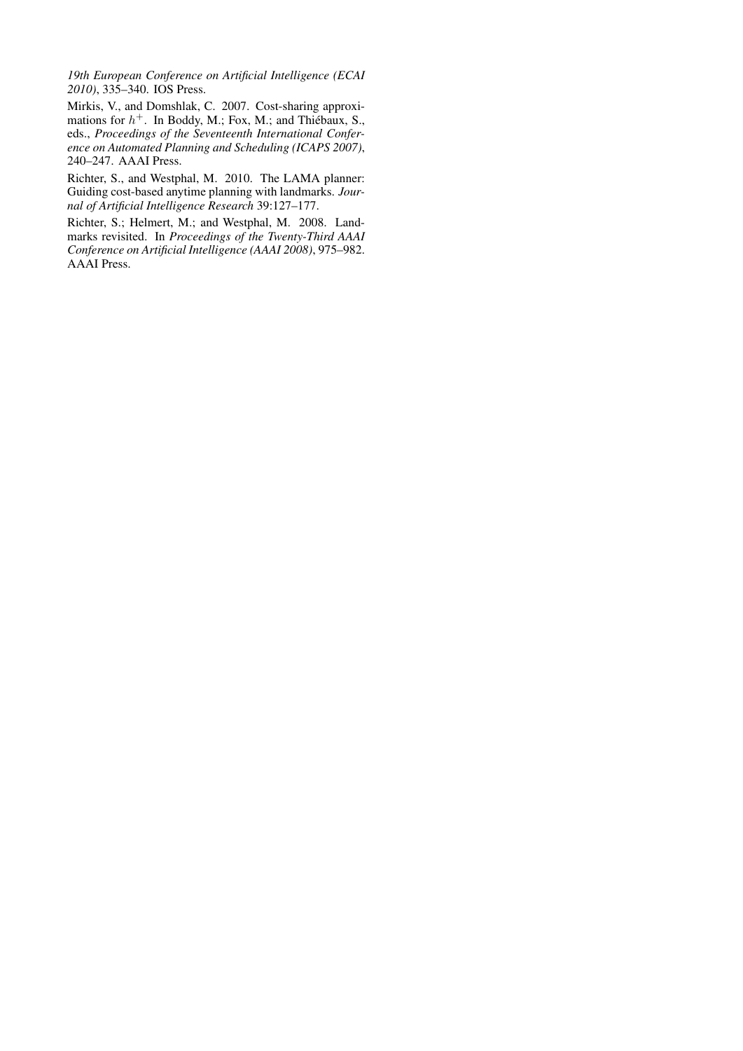*19th European Conference on Artificial Intelligence (ECAI 2010)*, 335–340. IOS Press.

Mirkis, V., and Domshlak, C. 2007. Cost-sharing approximations for $h^+$. In Boddy, M.; Fox, M.; and Thiébaux, S., eds., *Proceedings of the Seventeenth International Conference on Automated Planning and Scheduling (ICAPS 2007)*, 240–247. AAAI Press.

Richter, S., and Westphal, M. 2010. The LAMA planner: Guiding cost-based anytime planning with landmarks. *Journal of Artificial Intelligence Research* 39:127–177.

Richter, S.; Helmert, M.; and Westphal, M. 2008. Landmarks revisited. In *Proceedings of the Twenty-Third AAAI Conference on Artificial Intelligence (AAAI 2008)*, 975–982. AAAI Press.